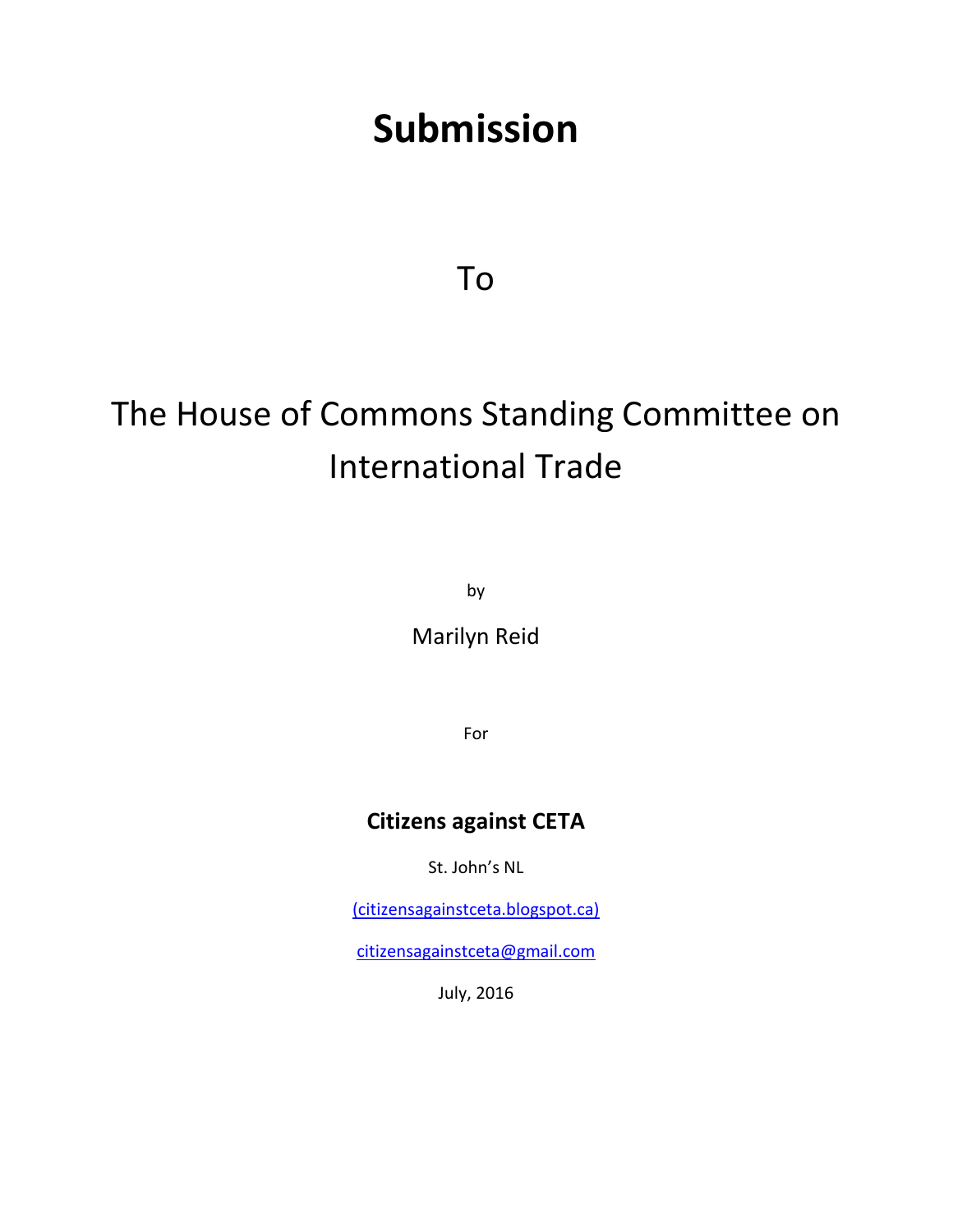# Submission

To

The House of Commons Standing Committee on International Trade

by

Marilyn Reid

For

**Citizens against CETA**

St. John's NL

(citizensagainstceta.blogspot.ca)

citizensagainstceta@gmail.com

July, 2016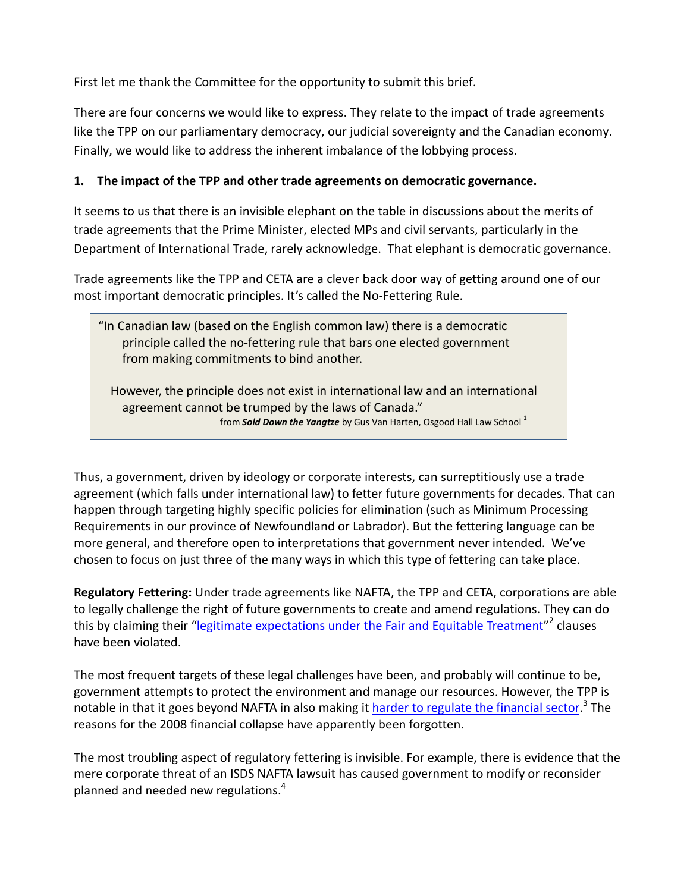First let me thank the Committee for the opportunity to submit this brief.

There are four concerns we would like to express. They relate to the impact of trade agreements like the TPP on our parliamentary democracy, our judicial sovereignty and the Canadian economy. Finally, we would like to address the inherent imbalance of the lobbying process.

**1. The impact of the TPP and other trade agreements on democratic governance.**

It seems to us that there is an invisible elephant on the table in discussions about the merits of trade agreements that the Prime Minister, elected MPs and civil servants, particularly in the Department of International Trade, rarely acknowledge. That elephant is democratic governance.

Trade agreements like the TPP and CETA are a clever back door way of getting around one of our most important democratic principles. It's called the No-Fettering Rule.

> "In Canadian law (based on the English common law) there is a democratic principle called the no-fettering rule that bars one elected government from making commitments to bind another.
>
> However, the principle does not exist in international law and an international agreement cannot be trumped by the laws of Canada."
>
> from ***Sold Down the Yangtze*** by Gus Van Harten, Osgood Hall Law School [1]

Thus, a government, driven by ideology or corporate interests, can surreptitiously use a trade agreement (which falls under international law) to fetter future governments for decades. That can happen through targeting highly specific policies for elimination (such as Minimum Processing Requirements in our province of Newfoundland or Labrador). But the fettering language can be more general, and therefore open to interpretations that government never intended. We've chosen to focus on just three of the many ways in which this type of fettering can take place.

**Regulatory Fettering:** Under trade agreements like NAFTA, the TPP and CETA, corporations are able to legally challenge the right of future governments to create and amend regulations. They can do this by claiming their "legitimate expectations under the Fair and Equitable Treatment"[2] clauses have been violated.

The most frequent targets of these legal challenges have been, and probably will continue to be, government attempts to protect the environment and manage our resources. However, the TPP is notable in that it goes beyond NAFTA in also making it harder to regulate the financial sector.[3] The reasons for the 2008 financial collapse have apparently been forgotten.

The most troubling aspect of regulatory fettering is invisible. For example, there is evidence that the mere corporate threat of an ISDS NAFTA lawsuit has caused government to modify or reconsider planned and needed new regulations.[4]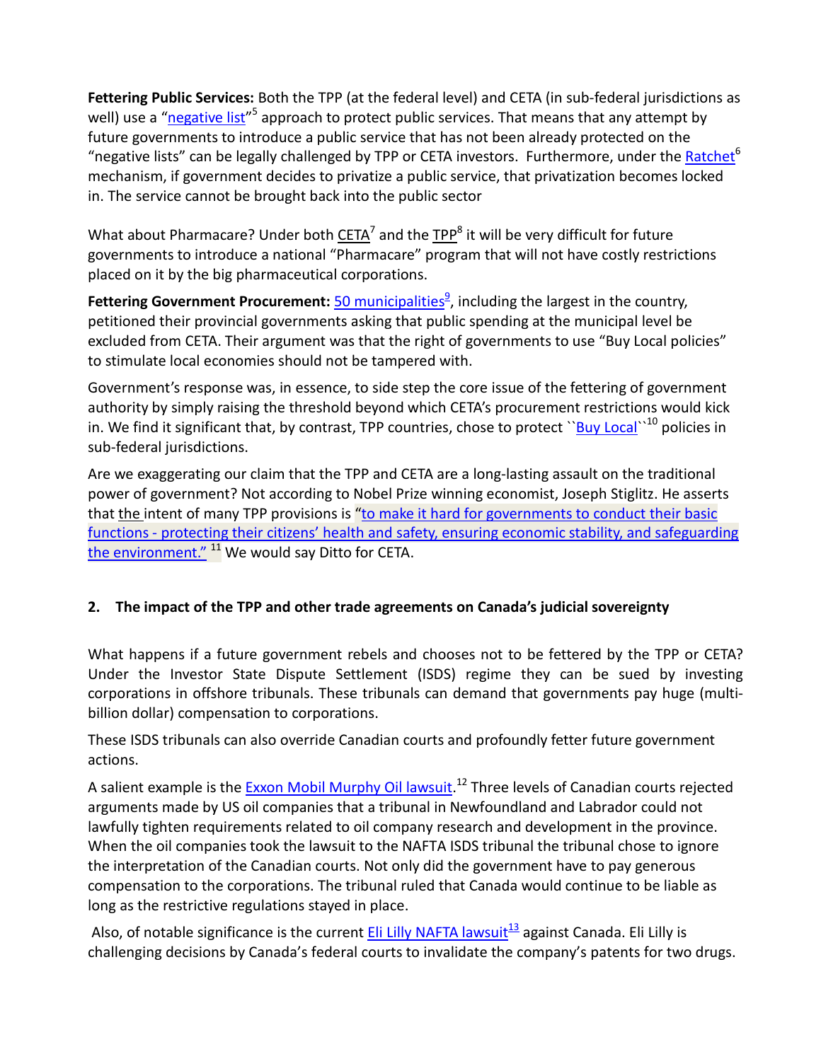**Fettering Public Services:** Both the TPP (at the federal level) and CETA (in sub-federal jurisdictions as well) use a "negative list"[5] approach to protect public services. That means that any attempt by future governments to introduce a public service that has not been already protected on the "negative lists" can be legally challenged by TPP or CETA investors. Furthermore, under the Ratchet[6] mechanism, if government decides to privatize a public service, that privatization becomes locked in. The service cannot be brought back into the public sector

What about Pharmacare? Under both CETA[7] and the TPP[8] it will be very difficult for future governments to introduce a national "Pharmacare" program that will not have costly restrictions placed on it by the big pharmaceutical corporations.

**Fettering Government Procurement:** 50 municipalities[9], including the largest in the country, petitioned their provincial governments asking that public spending at the municipal level be excluded from CETA. Their argument was that the right of governments to use "Buy Local policies" to stimulate local economies should not be tampered with.

Government's response was, in essence, to side step the core issue of the fettering of government authority by simply raising the threshold beyond which CETA's procurement restrictions would kick in. We find it significant that, by contrast, TPP countries, chose to protect ``Buy Local``[10] policies in sub-federal jurisdictions.

Are we exaggerating our claim that the TPP and CETA are a long-lasting assault on the traditional power of government? Not according to Nobel Prize winning economist, Joseph Stiglitz. He asserts that the intent of many TPP provisions is "to make it hard for governments to conduct their basic functions - protecting their citizens' health and safety, ensuring economic stability, and safeguarding the environment." [11] We would say Ditto for CETA.

## 2. The impact of the TPP and other trade agreements on Canada's judicial sovereignty

What happens if a future government rebels and chooses not to be fettered by the TPP or CETA? Under the Investor State Dispute Settlement (ISDS) regime they can be sued by investing corporations in offshore tribunals. These tribunals can demand that governments pay huge (multi-billion dollar) compensation to corporations.

These ISDS tribunals can also override Canadian courts and profoundly fetter future government actions.

A salient example is the Exxon Mobil Murphy Oil lawsuit.[12] Three levels of Canadian courts rejected arguments made by US oil companies that a tribunal in Newfoundland and Labrador could not lawfully tighten requirements related to oil company research and development in the province. When the oil companies took the lawsuit to the NAFTA ISDS tribunal the tribunal chose to ignore the interpretation of the Canadian courts. Not only did the government have to pay generous compensation to the corporations. The tribunal ruled that Canada would continue to be liable as long as the restrictive regulations stayed in place.

Also, of notable significance is the current Eli Lilly NAFTA lawsuit[13] against Canada. Eli Lilly is challenging decisions by Canada's federal courts to invalidate the company's patents for two drugs.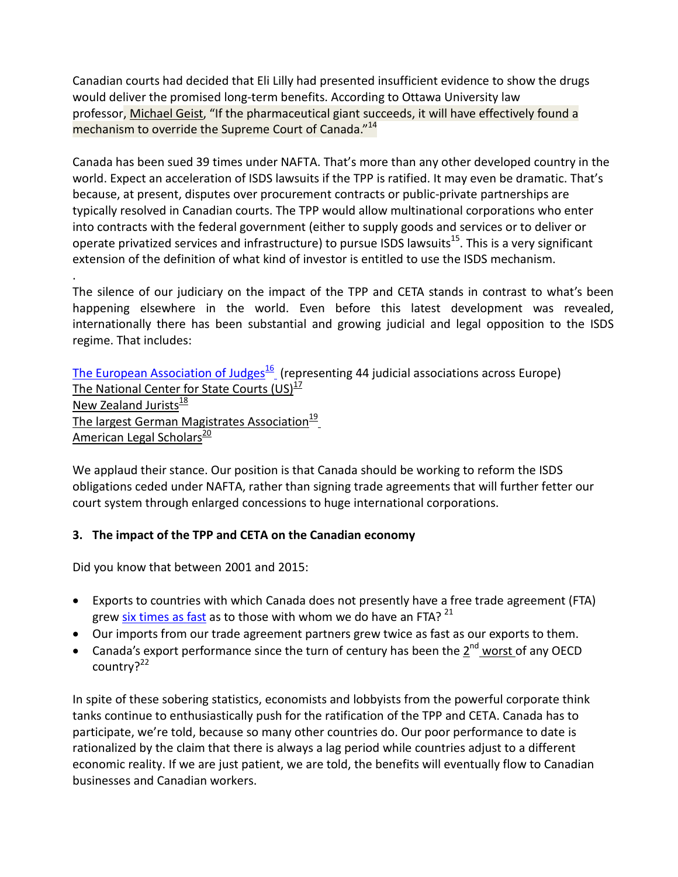Canadian courts had decided that Eli Lilly had presented insufficient evidence to show the drugs would deliver the promised long-term benefits. According to Ottawa University law professor, Michael Geist, "If the pharmaceutical giant succeeds, it will have effectively found a mechanism to override the Supreme Court of Canada."[14]

Canada has been sued 39 times under NAFTA. That's more than any other developed country in the world. Expect an acceleration of ISDS lawsuits if the TPP is ratified. It may even be dramatic. That's because, at present, disputes over procurement contracts or public-private partnerships are typically resolved in Canadian courts. The TPP would allow multinational corporations who enter into contracts with the federal government (either to supply goods and services or to deliver or operate privatized services and infrastructure) to pursue ISDS lawsuits[15]. This is a very significant extension of the definition of what kind of investor is entitled to use the ISDS mechanism.

.

The silence of our judiciary on the impact of the TPP and CETA stands in contrast to what's been happening elsewhere in the world. Even before this latest development was revealed, internationally there has been substantial and growing judicial and legal opposition to the ISDS regime. That includes:

The European Association of Judges[16] (representing 44 judicial associations across Europe)
The National Center for State Courts (US)[17]
New Zealand Jurists[18]
The largest German Magistrates Association[19]
American Legal Scholars[20]

We applaud their stance. Our position is that Canada should be working to reform the ISDS obligations ceded under NAFTA, rather than signing trade agreements that will further fetter our court system through enlarged concessions to huge international corporations.

### 3. The impact of the TPP and CETA on the Canadian economy

Did you know that between 2001 and 2015:

- Exports to countries with which Canada does not presently have a free trade agreement (FTA) grew six times as fast as to those with whom we do have an FTA? [21]
- Our imports from our trade agreement partners grew twice as fast as our exports to them.
- Canada's export performance since the turn of century has been the 2nd worst of any OECD country?[22]

In spite of these sobering statistics, economists and lobbyists from the powerful corporate think tanks continue to enthusiastically push for the ratification of the TPP and CETA. Canada has to participate, we're told, because so many other countries do. Our poor performance to date is rationalized by the claim that there is always a lag period while countries adjust to a different economic reality. If we are just patient, we are told, the benefits will eventually flow to Canadian businesses and Canadian workers.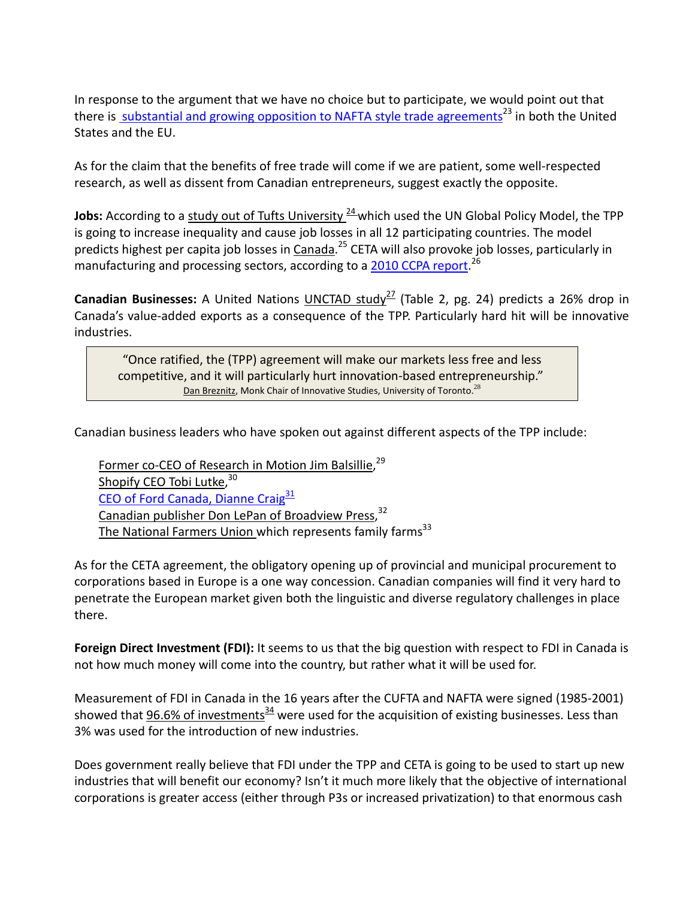In response to the argument that we have no choice but to participate, we would point out that there is substantial and growing opposition to NAFTA style trade agreements[23] in both the United States and the EU.

As for the claim that the benefits of free trade will come if we are patient, some well-respected research, as well as dissent from Canadian entrepreneurs, suggest exactly the opposite.

**Jobs:** According to a study out of Tufts University [24] which used the UN Global Policy Model, the TPP is going to increase inequality and cause job losses in all 12 participating countries. The model predicts highest per capita job losses in Canada.[25] CETA will also provoke job losses, particularly in manufacturing and processing sectors, according to a 2010 CCPA report.[26]

**Canadian Businesses:** A United Nations UNCTAD study[27] (Table 2, pg. 24) predicts a 26% drop in Canada's value-added exports as a consequence of the TPP. Particularly hard hit will be innovative industries.

> "Once ratified, the (TPP) agreement will make our markets less free and less competitive, and it will particularly hurt innovation-based entrepreneurship."
> Dan Breznitz, Monk Chair of Innovative Studies, University of Toronto.[28]

Canadian business leaders who have spoken out against different aspects of the TPP include:

- Former co-CEO of Research in Motion Jim Balsillie,[29]
- Shopify CEO Tobi Lutke,[30]
- CEO of Ford Canada, Dianne Craig[31]
- Canadian publisher Don LePan of Broadview Press,[32]
- The National Farmers Union which represents family farms[33]

As for the CETA agreement, the obligatory opening up of provincial and municipal procurement to corporations based in Europe is a one way concession. Canadian companies will find it very hard to penetrate the European market given both the linguistic and diverse regulatory challenges in place there.

**Foreign Direct Investment (FDI):** It seems to us that the big question with respect to FDI in Canada is not how much money will come into the country, but rather what it will be used for.

Measurement of FDI in Canada in the 16 years after the CUFTA and NAFTA were signed (1985-2001) showed that 96.6% of investments[34] were used for the acquisition of existing businesses. Less than 3% was used for the introduction of new industries.

Does government really believe that FDI under the TPP and CETA is going to be used to start up new industries that will benefit our economy? Isn't it much more likely that the objective of international corporations is greater access (either through P3s or increased privatization) to that enormous cash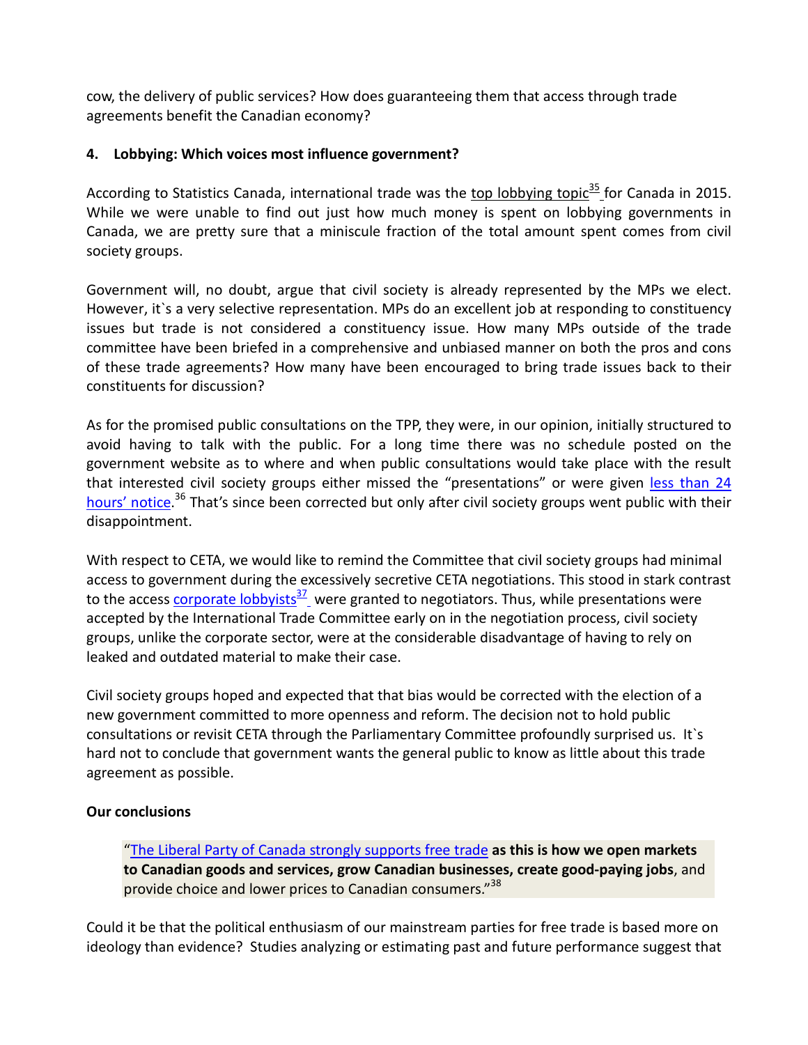cow, the delivery of public services? How does guaranteeing them that access through trade agreements benefit the Canadian economy?

**4. Lobbying: Which voices most influence government?**

According to Statistics Canada, international trade was the top lobbying topic[35] for Canada in 2015. While we were unable to find out just how much money is spent on lobbying governments in Canada, we are pretty sure that a miniscule fraction of the total amount spent comes from civil society groups.

Government will, no doubt, argue that civil society is already represented by the MPs we elect. However, it`s a very selective representation. MPs do an excellent job at responding to constituency issues but trade is not considered a constituency issue. How many MPs outside of the trade committee have been briefed in a comprehensive and unbiased manner on both the pros and cons of these trade agreements? How many have been encouraged to bring trade issues back to their constituents for discussion?

As for the promised public consultations on the TPP, they were, in our opinion, initially structured to avoid having to talk with the public. For a long time there was no schedule posted on the government website as to where and when public consultations would take place with the result that interested civil society groups either missed the "presentations" or were given less than 24 hours' notice.[36] That's since been corrected but only after civil society groups went public with their disappointment.

With respect to CETA, we would like to remind the Committee that civil society groups had minimal access to government during the excessively secretive CETA negotiations. This stood in stark contrast to the access corporate lobbyists[37] were granted to negotiators. Thus, while presentations were accepted by the International Trade Committee early on in the negotiation process, civil society groups, unlike the corporate sector, were at the considerable disadvantage of having to rely on leaked and outdated material to make their case.

Civil society groups hoped and expected that that bias would be corrected with the election of a new government committed to more openness and reform. The decision not to hold public consultations or revisit CETA through the Parliamentary Committee profoundly surprised us. It`s hard not to conclude that government wants the general public to know as little about this trade agreement as possible.

**Our conclusions**

> "The Liberal Party of Canada strongly supports free trade **as this is how we open markets to Canadian goods and services, grow Canadian businesses, create good-paying jobs**, and provide choice and lower prices to Canadian consumers."[38]

Could it be that the political enthusiasm of our mainstream parties for free trade is based more on ideology than evidence? Studies analyzing or estimating past and future performance suggest that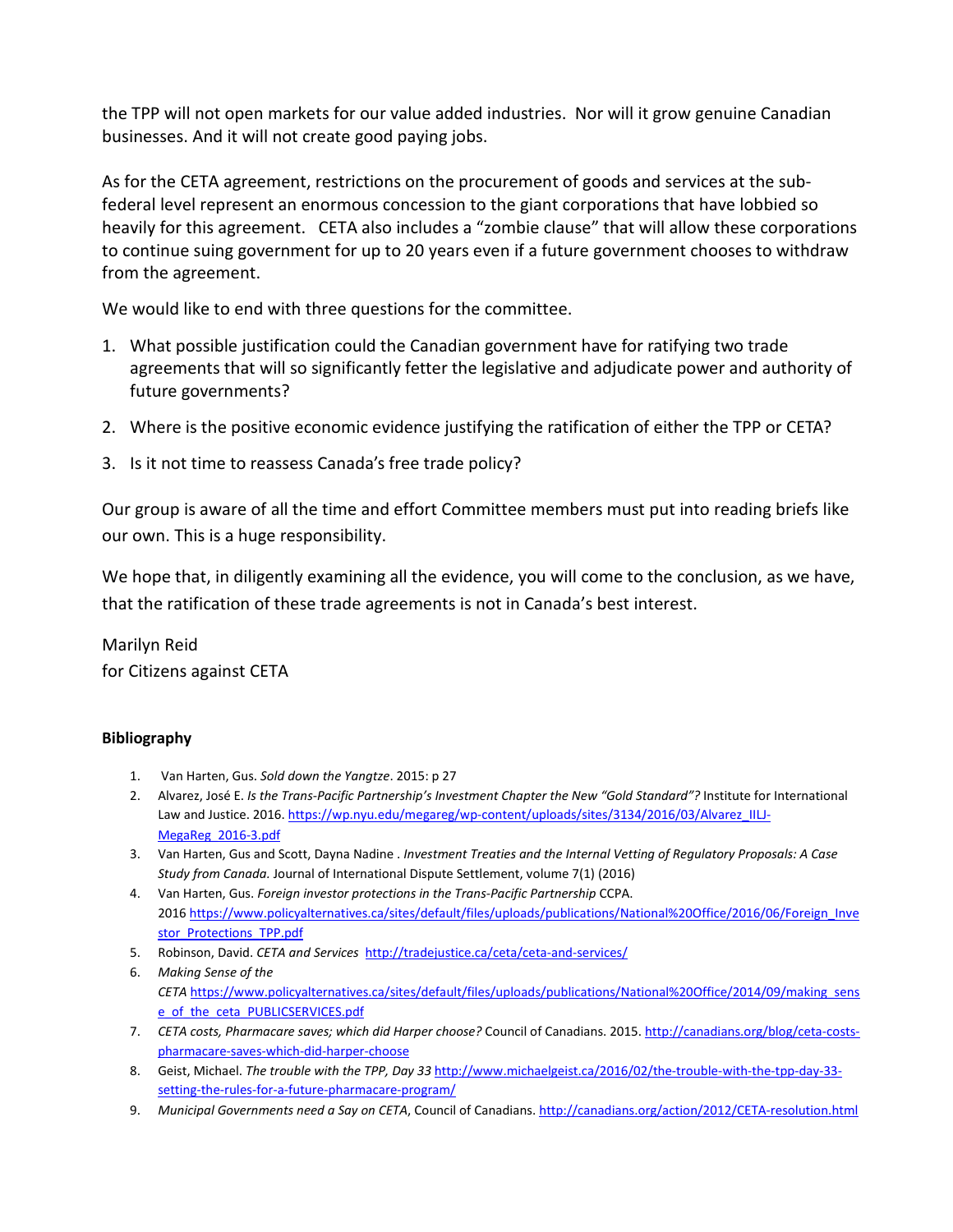the TPP will not open markets for our value added industries. Nor will it grow genuine Canadian businesses. And it will not create good paying jobs.

As for the CETA agreement, restrictions on the procurement of goods and services at the sub-federal level represent an enormous concession to the giant corporations that have lobbied so heavily for this agreement. CETA also includes a "zombie clause" that will allow these corporations to continue suing government for up to 20 years even if a future government chooses to withdraw from the agreement.

We would like to end with three questions for the committee.

1. What possible justification could the Canadian government have for ratifying two trade agreements that will so significantly fetter the legislative and adjudicate power and authority of future governments?
2. Where is the positive economic evidence justifying the ratification of either the TPP or CETA?
3. Is it not time to reassess Canada's free trade policy?

Our group is aware of all the time and effort Committee members must put into reading briefs like our own. This is a huge responsibility.

We hope that, in diligently examining all the evidence, you will come to the conclusion, as we have, that the ratification of these trade agreements is not in Canada's best interest.

Marilyn Reid
for Citizens against CETA

**Bibliography**

1. Van Harten, Gus. *Sold down the Yangtze*. 2015: p 27
2. Alvarez, José E. *Is the Trans-Pacific Partnership's Investment Chapter the New "Gold Standard"?* Institute for International Law and Justice. 2016. https://wp.nyu.edu/megareg/wp-content/uploads/sites/3134/2016/03/Alvarez_IILJ-MegaReg_2016-3.pdf
3. Van Harten, Gus and Scott, Dayna Nadine . *Investment Treaties and the Internal Vetting of Regulatory Proposals: A Case Study from Canada.* Journal of International Dispute Settlement, volume 7(1) (2016)
4. Van Harten, Gus. *Foreign investor protections in the Trans-Pacific Partnership* CCPA. 2016 https://www.policyalternatives.ca/sites/default/files/uploads/publications/National%20Office/2016/06/Foreign_Investor_Protections_TPP.pdf
5. Robinson, David. *CETA and Services* http://tradejustice.ca/ceta/ceta-and-services/
6. *Making Sense of the CETA* https://www.policyalternatives.ca/sites/default/files/uploads/publications/National%20Office/2014/09/making_sense_of_the_ceta_PUBLICSERVICES.pdf
7. *CETA costs, Pharmacare saves; which did Harper choose?* Council of Canadians. 2015. http://canadians.org/blog/ceta-costs-pharmacare-saves-which-did-harper-choose
8. Geist, Michael. *The trouble with the TPP, Day 33* http://www.michaelgeist.ca/2016/02/the-trouble-with-the-tpp-day-33-setting-the-rules-for-a-future-pharmacare-program/
9. *Municipal Governments need a Say on CETA*, Council of Canadians. http://canadians.org/action/2012/CETA-resolution.html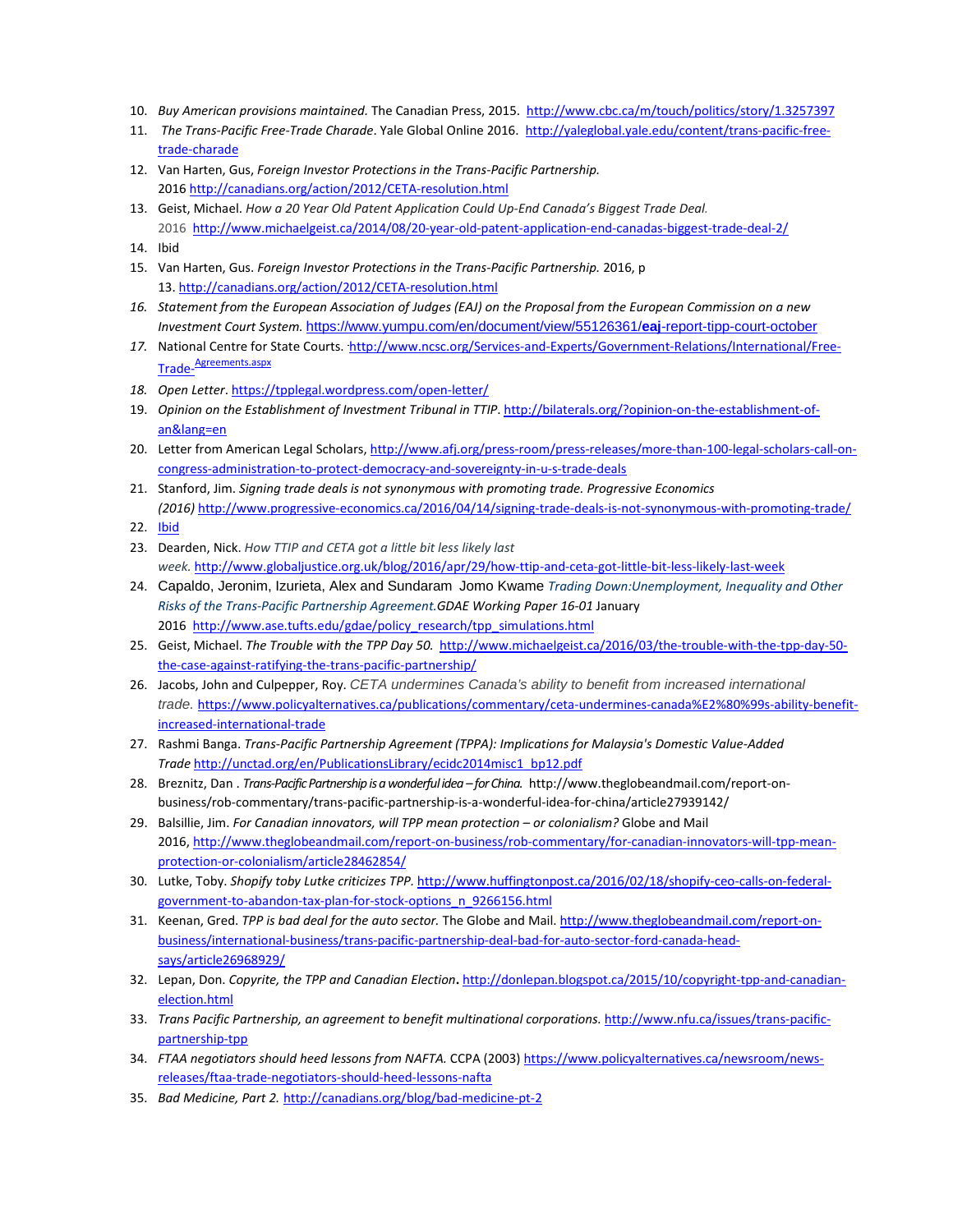10. *Buy American provisions maintained*. The Canadian Press, 2015. http://www.cbc.ca/m/touch/politics/story/1.3257397
11. *The Trans-Pacific Free-Trade Charade*. Yale Global Online 2016. http://yaleglobal.yale.edu/content/trans-pacific-free-trade-charade
12. Van Harten, Gus, *Foreign Investor Protections in the Trans-Pacific Partnership.* 2016 http://canadians.org/action/2012/CETA-resolution.html
13. Geist, Michael. *How a 20 Year Old Patent Application Could Up-End Canada's Biggest Trade Deal.* 2016 http://www.michaelgeist.ca/2014/08/20-year-old-patent-application-end-canadas-biggest-trade-deal-2/
14. Ibid
15. Van Harten, Gus. *Foreign Investor Protections in the Trans-Pacific Partnership.* 2016, p 13. http://canadians.org/action/2012/CETA-resolution.html
16. *Statement from the European Association of Judges (EAJ) on the Proposal from the European Commission on a new Investment Court System.* https://www.yumpu.com/en/document/view/55126361/**eaj**-report-tipp-court-october
17. National Centre for State Courts. http://www.ncsc.org/Services-and-Experts/Government-Relations/International/Free-Trade-Agreements.aspx
18. *Open Letter*. https://tpplegal.wordpress.com/open-letter/
19. *Opinion on the Establishment of Investment Tribunal in TTIP*. http://bilaterals.org/?opinion-on-the-establishment-of-an&lang=en
20. Letter from American Legal Scholars, http://www.afj.org/press-room/press-releases/more-than-100-legal-scholars-call-on-congress-administration-to-protect-democracy-and-sovereignty-in-u-s-trade-deals
21. Stanford, Jim. *Signing trade deals is not synonymous with promoting trade. Progressive Economics (2016)* http://www.progressive-economics.ca/2016/04/14/signing-trade-deals-is-not-synonymous-with-promoting-trade/
22. Ibid
23. Dearden, Nick. *How TTIP and CETA got a little bit less likely last week.* http://www.globaljustice.org.uk/blog/2016/apr/29/how-ttip-and-ceta-got-little-bit-less-likely-last-week
24. Capaldo, Jeronim, Izurieta, Alex and Sundaram Jomo Kwame *Trading Down:Unemployment, Inequality and Other Risks of the Trans-Pacific Partnership Agreement.GDAE Working Paper 16-01* January 2016 http://www.ase.tufts.edu/gdae/policy_research/tpp_simulations.html
25. Geist, Michael. *The Trouble with the TPP Day 50.* http://www.michaelgeist.ca/2016/03/the-trouble-with-the-tpp-day-50-the-case-against-ratifying-the-trans-pacific-partnership/
26. Jacobs, John and Culpepper, Roy. *CETA undermines Canada's ability to benefit from increased international trade.* https://www.policyalternatives.ca/publications/commentary/ceta-undermines-canada%E2%80%99s-ability-benefit-increased-international-trade
27. Rashmi Banga. *Trans-Pacific Partnership Agreement (TPPA): Implications for Malaysia's Domestic Value-Added Trade* http://unctad.org/en/PublicationsLibrary/ecidc2014misc1_bp12.pdf
28. Breznitz, Dan . *Trans-Pacific Partnership is a wonderful idea – for China.* http://www.theglobeandmail.com/report-on-business/rob-commentary/trans-pacific-partnership-is-a-wonderful-idea-for-china/article27939142/
29. Balsillie, Jim. *For Canadian innovators, will TPP mean protection – or colonialism?* Globe and Mail 2016, http://www.theglobeandmail.com/report-on-business/rob-commentary/for-canadian-innovators-will-tpp-mean-protection-or-colonialism/article28462854/
30. Lutke, Toby. *Shopify toby Lutke criticizes TPP.* http://www.huffingtonpost.ca/2016/02/18/shopify-ceo-calls-on-federal-government-to-abandon-tax-plan-for-stock-options_n_9266156.html
31. Keenan, Gred. *TPP is bad deal for the auto sector.* The Globe and Mail. http://www.theglobeandmail.com/report-on-business/international-business/trans-pacific-partnership-deal-bad-for-auto-sector-ford-canada-head-says/article26968929/
32. Lepan, Don. *Copyrite, the TPP and Canadian Election*. http://donlepan.blogspot.ca/2015/10/copyright-tpp-and-canadian-election.html
33. *Trans Pacific Partnership, an agreement to benefit multinational corporations.* http://www.nfu.ca/issues/trans-pacific-partnership-tpp
34. *FTAA negotiators should heed lessons from NAFTA.* CCPA (2003) https://www.policyalternatives.ca/newsroom/news-releases/ftaa-trade-negotiators-should-heed-lessons-nafta
35. *Bad Medicine, Part 2.* http://canadians.org/blog/bad-medicine-pt-2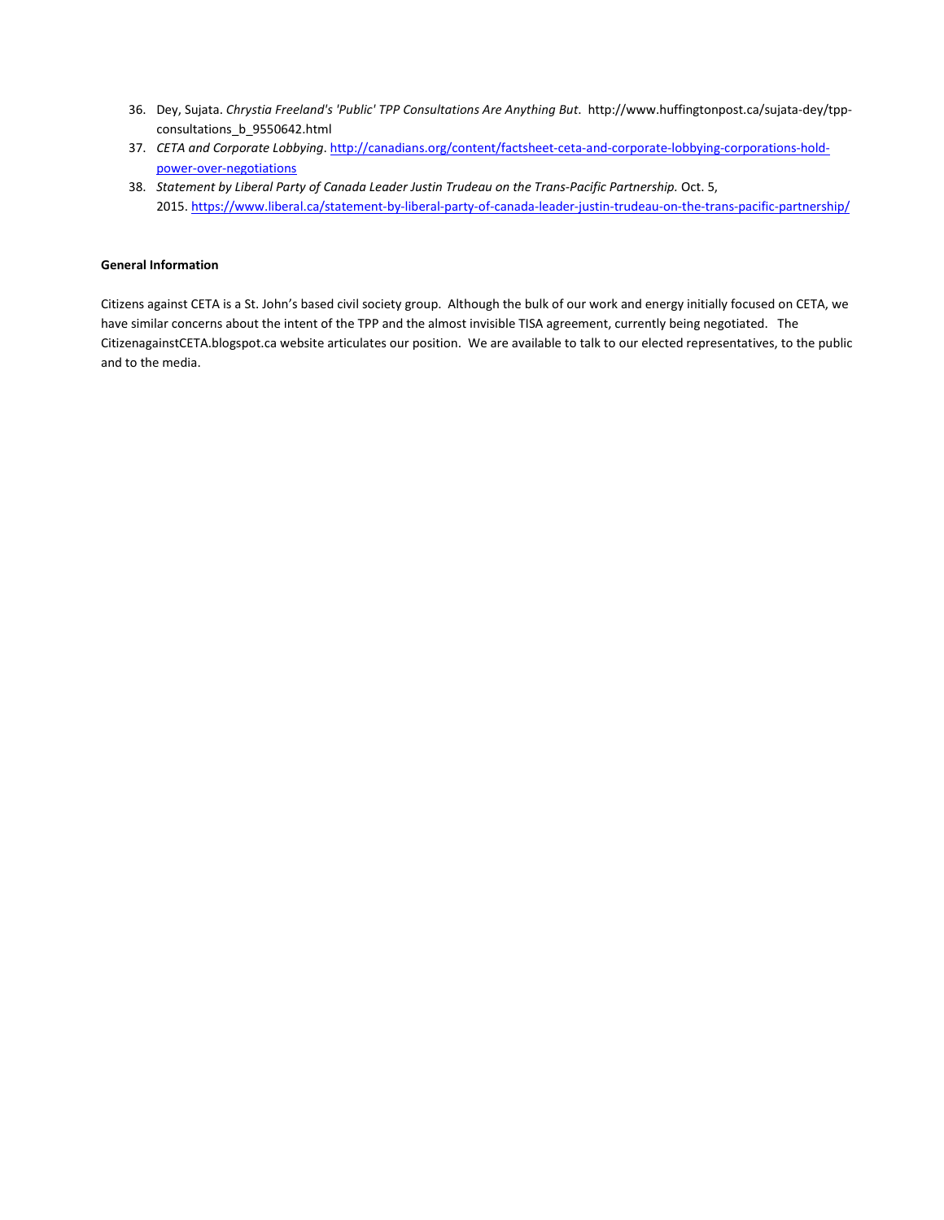36. Dey, Sujata. *Chrystia Freeland's 'Public' TPP Consultations Are Anything But*. http://www.huffingtonpost.ca/sujata-dey/tpp-consultations_b_9550642.html
37. *CETA and Corporate Lobbying*. http://canadians.org/content/factsheet-ceta-and-corporate-lobbying-corporations-hold-power-over-negotiations
38. *Statement by Liberal Party of Canada Leader Justin Trudeau on the Trans-Pacific Partnership.* Oct. 5, 2015. https://www.liberal.ca/statement-by-liberal-party-of-canada-leader-justin-trudeau-on-the-trans-pacific-partnership/

**General Information**

Citizens against CETA is a St. John's based civil society group. Although the bulk of our work and energy initially focused on CETA, we have similar concerns about the intent of the TPP and the almost invisible TISA agreement, currently being negotiated. The CitizenagainstCETA.blogspot.ca website articulates our position. We are available to talk to our elected representatives, to the public and to the media.